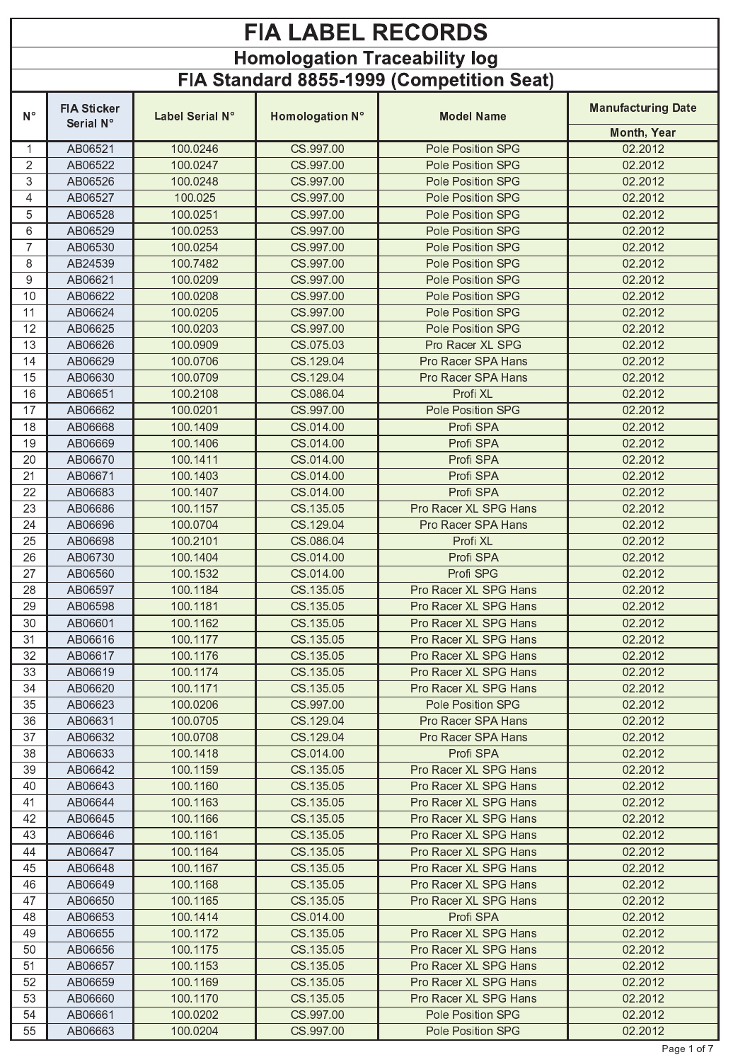# FIA LABEL RECORDS

## Homologation Traceability log

## FIA Standard 8855-1999 (Competition Seat)

| N° | FIA Sticker Serial N° | Label Serial N° | Homologation N° | Model Name | Manufacturing Date |
|---|---|---|---|---|---|
| | | | | | Month, Year |
| 1 | AB06521 | 100.0246 | CS.997.00 | Pole Position SPG | 02.2012 |
| 2 | AB06522 | 100.0247 | CS.997.00 | Pole Position SPG | 02.2012 |
| 3 | AB06526 | 100.0248 | CS.997.00 | Pole Position SPG | 02.2012 |
| 4 | AB06527 | 100.025 | CS.997.00 | Pole Position SPG | 02.2012 |
| 5 | AB06528 | 100.0251 | CS.997.00 | Pole Position SPG | 02.2012 |
| 6 | AB06529 | 100.0253 | CS.997.00 | Pole Position SPG | 02.2012 |
| 7 | AB06530 | 100.0254 | CS.997.00 | Pole Position SPG | 02.2012 |
| 8 | AB24539 | 100.7482 | CS.997.00 | Pole Position SPG | 02.2012 |
| 9 | AB06621 | 100.0209 | CS.997.00 | Pole Position SPG | 02.2012 |
| 10 | AB06622 | 100.0208 | CS.997.00 | Pole Position SPG | 02.2012 |
| 11 | AB06624 | 100.0205 | CS.997.00 | Pole Position SPG | 02.2012 |
| 12 | AB06625 | 100.0203 | CS.997.00 | Pole Position SPG | 02.2012 |
| 13 | AB06626 | 100.0909 | CS.075.03 | Pro Racer XL SPG | 02.2012 |
| 14 | AB06629 | 100.0706 | CS.129.04 | Pro Racer SPA Hans | 02.2012 |
| 15 | AB06630 | 100.0709 | CS.129.04 | Pro Racer SPA Hans | 02.2012 |
| 16 | AB06651 | 100.2108 | CS.086.04 | Profi XL | 02.2012 |
| 17 | AB06662 | 100.0201 | CS.997.00 | Pole Position SPG | 02.2012 |
| 18 | AB06668 | 100.1409 | CS.014.00 | Profi SPA | 02.2012 |
| 19 | AB06669 | 100.1406 | CS.014.00 | Profi SPA | 02.2012 |
| 20 | AB06670 | 100.1411 | CS.014.00 | Profi SPA | 02.2012 |
| 21 | AB06671 | 100.1403 | CS.014.00 | Profi SPA | 02.2012 |
| 22 | AB06683 | 100.1407 | CS.014.00 | Profi SPA | 02.2012 |
| 23 | AB06686 | 100.1157 | CS.135.05 | Pro Racer XL SPG Hans | 02.2012 |
| 24 | AB06696 | 100.0704 | CS.129.04 | Pro Racer SPA Hans | 02.2012 |
| 25 | AB06698 | 100.2101 | CS.086.04 | Profi XL | 02.2012 |
| 26 | AB06730 | 100.1404 | CS.014.00 | Profi SPA | 02.2012 |
| 27 | AB06560 | 100.1532 | CS.014.00 | Profi SPG | 02.2012 |
| 28 | AB06597 | 100.1184 | CS.135.05 | Pro Racer XL SPG Hans | 02.2012 |
| 29 | AB06598 | 100.1181 | CS.135.05 | Pro Racer XL SPG Hans | 02.2012 |
| 30 | AB06601 | 100.1162 | CS.135.05 | Pro Racer XL SPG Hans | 02.2012 |
| 31 | AB06616 | 100.1177 | CS.135.05 | Pro Racer XL SPG Hans | 02.2012 |
| 32 | AB06617 | 100.1176 | CS.135.05 | Pro Racer XL SPG Hans | 02.2012 |
| 33 | AB06619 | 100.1174 | CS.135.05 | Pro Racer XL SPG Hans | 02.2012 |
| 34 | AB06620 | 100.1171 | CS.135.05 | Pro Racer XL SPG Hans | 02.2012 |
| 35 | AB06623 | 100.0206 | CS.997.00 | Pole Position SPG | 02.2012 |
| 36 | AB06631 | 100.0705 | CS.129.04 | Pro Racer SPA Hans | 02.2012 |
| 37 | AB06632 | 100.0708 | CS.129.04 | Pro Racer SPA Hans | 02.2012 |
| 38 | AB06633 | 100.1418 | CS.014.00 | Profi SPA | 02.2012 |
| 39 | AB06642 | 100.1159 | CS.135.05 | Pro Racer XL SPG Hans | 02.2012 |
| 40 | AB06643 | 100.1160 | CS.135.05 | Pro Racer XL SPG Hans | 02.2012 |
| 41 | AB06644 | 100.1163 | CS.135.05 | Pro Racer XL SPG Hans | 02.2012 |
| 42 | AB06645 | 100.1166 | CS.135.05 | Pro Racer XL SPG Hans | 02.2012 |
| 43 | AB06646 | 100.1161 | CS.135.05 | Pro Racer XL SPG Hans | 02.2012 |
| 44 | AB06647 | 100.1164 | CS.135.05 | Pro Racer XL SPG Hans | 02.2012 |
| 45 | AB06648 | 100.1167 | CS.135.05 | Pro Racer XL SPG Hans | 02.2012 |
| 46 | AB06649 | 100.1168 | CS.135.05 | Pro Racer XL SPG Hans | 02.2012 |
| 47 | AB06650 | 100.1165 | CS.135.05 | Pro Racer XL SPG Hans | 02.2012 |
| 48 | AB06653 | 100.1414 | CS.014.00 | Profi SPA | 02.2012 |
| 49 | AB06655 | 100.1172 | CS.135.05 | Pro Racer XL SPG Hans | 02.2012 |
| 50 | AB06656 | 100.1175 | CS.135.05 | Pro Racer XL SPG Hans | 02.2012 |
| 51 | AB06657 | 100.1153 | CS.135.05 | Pro Racer XL SPG Hans | 02.2012 |
| 52 | AB06659 | 100.1169 | CS.135.05 | Pro Racer XL SPG Hans | 02.2012 |
| 53 | AB06660 | 100.1170 | CS.135.05 | Pro Racer XL SPG Hans | 02.2012 |
| 54 | AB06661 | 100.0202 | CS.997.00 | Pole Position SPG | 02.2012 |
| 55 | AB06663 | 100.0204 | CS.997.00 | Pole Position SPG | 02.2012 |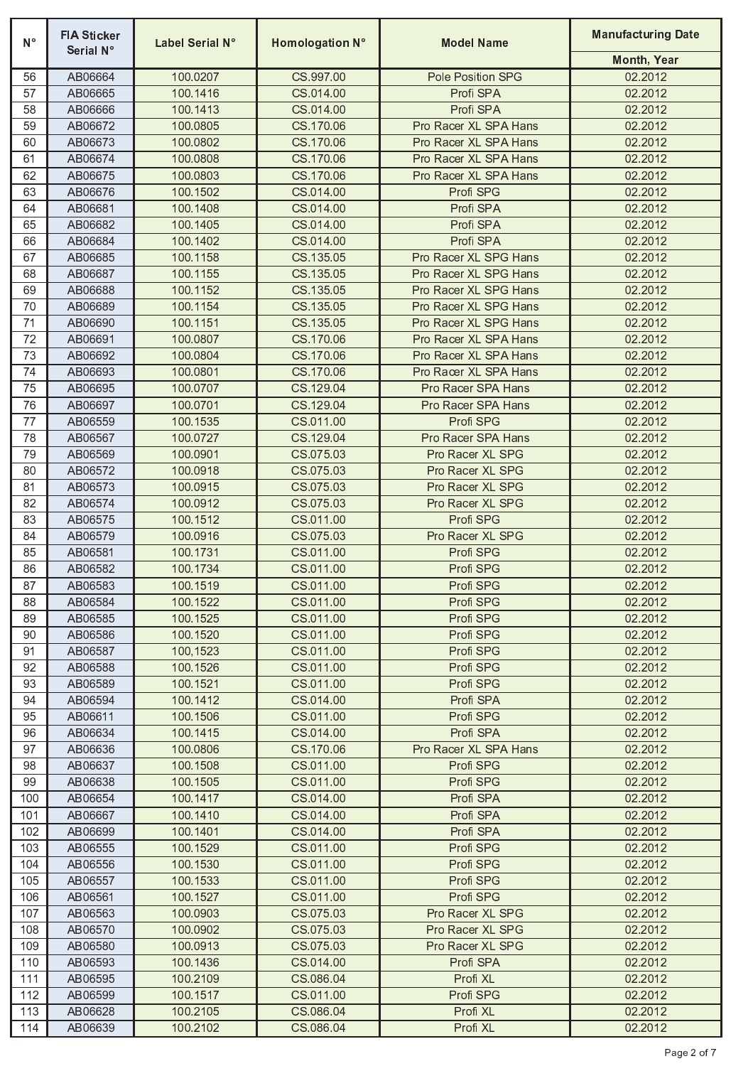| N° | FIA Sticker Serial N° | Label Serial N° | Homologation N° | Model Name | Manufacturing Date |
|---|---|---|---|---|---|
| | | | | | Month, Year |
| 56 | AB06664 | 100.0207 | CS.997.00 | Pole Position SPG | 02.2012 |
| 57 | AB06665 | 100.1416 | CS.014.00 | Profi SPA | 02.2012 |
| 58 | AB06666 | 100.1413 | CS.014.00 | Profi SPA | 02.2012 |
| 59 | AB06672 | 100.0805 | CS.170.06 | Pro Racer XL SPA Hans | 02.2012 |
| 60 | AB06673 | 100.0802 | CS.170.06 | Pro Racer XL SPA Hans | 02.2012 |
| 61 | AB06674 | 100.0808 | CS.170.06 | Pro Racer XL SPA Hans | 02.2012 |
| 62 | AB06675 | 100.0803 | CS.170.06 | Pro Racer XL SPA Hans | 02.2012 |
| 63 | AB06676 | 100.1502 | CS.014.00 | Profi SPG | 02.2012 |
| 64 | AB06681 | 100.1408 | CS.014.00 | Profi SPA | 02.2012 |
| 65 | AB06682 | 100.1405 | CS.014.00 | Profi SPA | 02.2012 |
| 66 | AB06684 | 100.1402 | CS.014.00 | Profi SPA | 02.2012 |
| 67 | AB06685 | 100.1158 | CS.135.05 | Pro Racer XL SPG Hans | 02.2012 |
| 68 | AB06687 | 100.1155 | CS.135.05 | Pro Racer XL SPG Hans | 02.2012 |
| 69 | AB06688 | 100.1152 | CS.135.05 | Pro Racer XL SPG Hans | 02.2012 |
| 70 | AB06689 | 100.1154 | CS.135.05 | Pro Racer XL SPG Hans | 02.2012 |
| 71 | AB06690 | 100.1151 | CS.135.05 | Pro Racer XL SPG Hans | 02.2012 |
| 72 | AB06691 | 100.0807 | CS.170.06 | Pro Racer XL SPA Hans | 02.2012 |
| 73 | AB06692 | 100.0804 | CS.170.06 | Pro Racer XL SPA Hans | 02.2012 |
| 74 | AB06693 | 100.0801 | CS.170.06 | Pro Racer XL SPA Hans | 02.2012 |
| 75 | AB06695 | 100.0707 | CS.129.04 | Pro Racer SPA Hans | 02.2012 |
| 76 | AB06697 | 100.0701 | CS.129.04 | Pro Racer SPA Hans | 02.2012 |
| 77 | AB06559 | 100.1535 | CS.011.00 | Profi SPG | 02.2012 |
| 78 | AB06567 | 100.0727 | CS.129.04 | Pro Racer SPA Hans | 02.2012 |
| 79 | AB06569 | 100.0901 | CS.075.03 | Pro Racer XL SPG | 02.2012 |
| 80 | AB06572 | 100.0918 | CS.075.03 | Pro Racer XL SPG | 02.2012 |
| 81 | AB06573 | 100.0915 | CS.075.03 | Pro Racer XL SPG | 02.2012 |
| 82 | AB06574 | 100.0912 | CS.075.03 | Pro Racer XL SPG | 02.2012 |
| 83 | AB06575 | 100.1512 | CS.011.00 | Profi SPG | 02.2012 |
| 84 | AB06579 | 100.0916 | CS.075.03 | Pro Racer XL SPG | 02.2012 |
| 85 | AB06581 | 100.1731 | CS.011.00 | Profi SPG | 02.2012 |
| 86 | AB06582 | 100.1734 | CS.011.00 | Profi SPG | 02.2012 |
| 87 | AB06583 | 100.1519 | CS.011.00 | Profi SPG | 02.2012 |
| 88 | AB06584 | 100.1522 | CS.011.00 | Profi SPG | 02.2012 |
| 89 | AB06585 | 100.1525 | CS.011.00 | Profi SPG | 02.2012 |
| 90 | AB06586 | 100.1520 | CS.011.00 | Profi SPG | 02.2012 |
| 91 | AB06587 | 100,1523 | CS.011.00 | Profi SPG | 02.2012 |
| 92 | AB06588 | 100.1526 | CS.011.00 | Profi SPG | 02.2012 |
| 93 | AB06589 | 100.1521 | CS.011.00 | Profi SPG | 02.2012 |
| 94 | AB06594 | 100.1412 | CS.014.00 | Profi SPA | 02.2012 |
| 95 | AB06611 | 100.1506 | CS.011.00 | Profi SPG | 02.2012 |
| 96 | AB06634 | 100.1415 | CS.014.00 | Profi SPA | 02.2012 |
| 97 | AB06636 | 100.0806 | CS.170.06 | Pro Racer XL SPA Hans | 02.2012 |
| 98 | AB06637 | 100.1508 | CS.011.00 | Profi SPG | 02.2012 |
| 99 | AB06638 | 100.1505 | CS.011.00 | Profi SPG | 02.2012 |
| 100 | AB06654 | 100.1417 | CS.014.00 | Profi SPA | 02.2012 |
| 101 | AB06667 | 100.1410 | CS.014.00 | Profi SPA | 02.2012 |
| 102 | AB06699 | 100.1401 | CS.014.00 | Profi SPA | 02.2012 |
| 103 | AB06555 | 100.1529 | CS.011.00 | Profi SPG | 02.2012 |
| 104 | AB06556 | 100.1530 | CS.011.00 | Profi SPG | 02.2012 |
| 105 | AB06557 | 100.1533 | CS.011.00 | Profi SPG | 02.2012 |
| 106 | AB06561 | 100.1527 | CS.011.00 | Profi SPG | 02.2012 |
| 107 | AB06563 | 100.0903 | CS.075.03 | Pro Racer XL SPG | 02.2012 |
| 108 | AB06570 | 100.0902 | CS.075.03 | Pro Racer XL SPG | 02.2012 |
| 109 | AB06580 | 100.0913 | CS.075.03 | Pro Racer XL SPG | 02.2012 |
| 110 | AB06593 | 100.1436 | CS.014.00 | Profi SPA | 02.2012 |
| 111 | AB06595 | 100.2109 | CS.086.04 | Profi XL | 02.2012 |
| 112 | AB06599 | 100.1517 | CS.011.00 | Profi SPG | 02.2012 |
| 113 | AB06628 | 100.2105 | CS.086.04 | Profi XL | 02.2012 |
| 114 | AB06639 | 100.2102 | CS.086.04 | Profi XL | 02.2012 |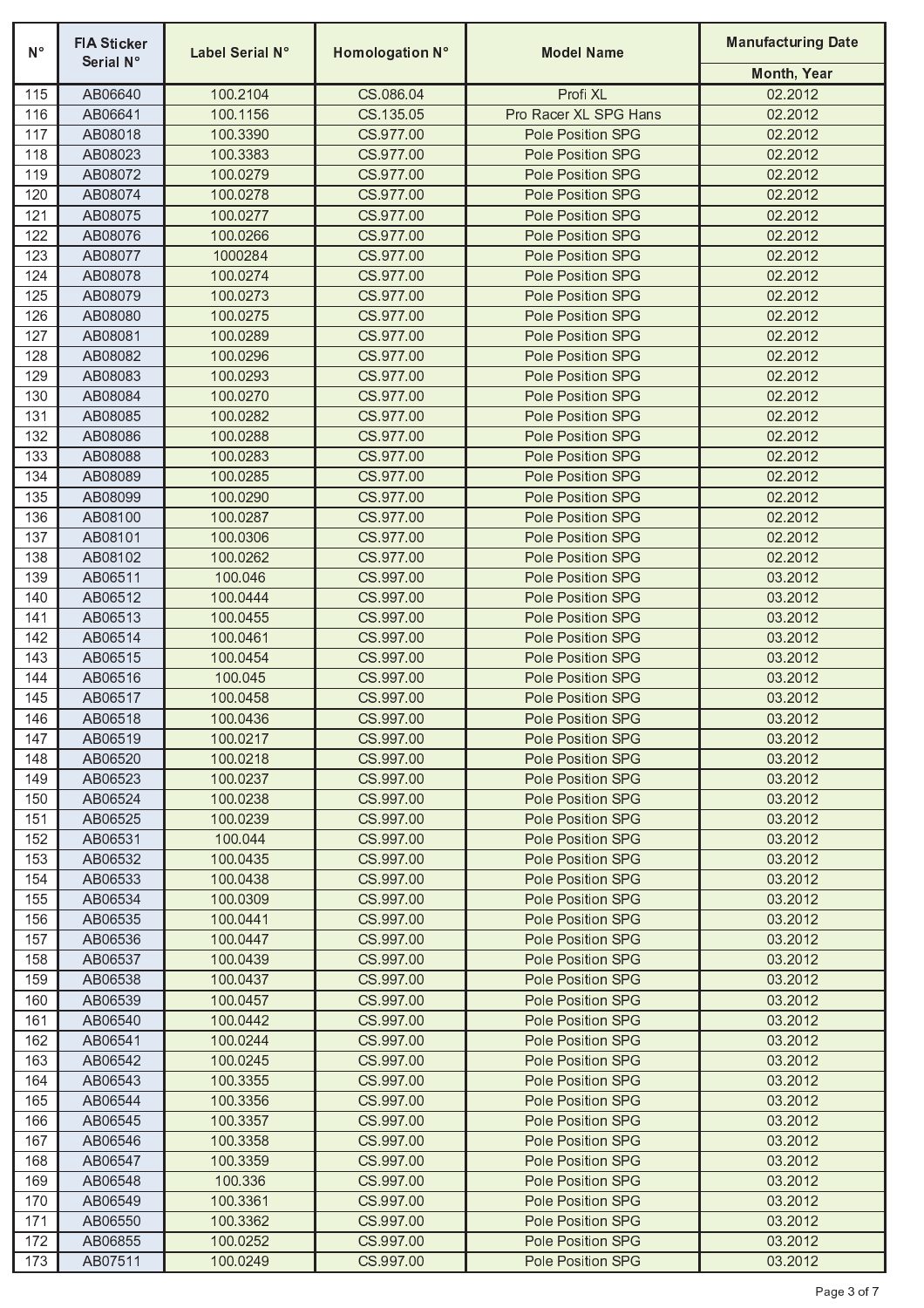| N° | FIA Sticker Serial N° | Label Serial N° | Homologation N° | Model Name | Manufacturing Date |
|---|---|---|---|---|---|
| | | | | | Month, Year |
| 115 | AB06640 | 100.2104 | CS.086.04 | Profi XL | 02.2012 |
| 116 | AB06641 | 100.1156 | CS.135.05 | Pro Racer XL SPG Hans | 02.2012 |
| 117 | AB08018 | 100.3390 | CS.977.00 | Pole Position SPG | 02.2012 |
| 118 | AB08023 | 100.3383 | CS.977.00 | Pole Position SPG | 02.2012 |
| 119 | AB08072 | 100.0279 | CS.977.00 | Pole Position SPG | 02.2012 |
| 120 | AB08074 | 100.0278 | CS.977.00 | Pole Position SPG | 02.2012 |
| 121 | AB08075 | 100.0277 | CS.977.00 | Pole Position SPG | 02.2012 |
| 122 | AB08076 | 100.0266 | CS.977.00 | Pole Position SPG | 02.2012 |
| 123 | AB08077 | 1000284 | CS.977.00 | Pole Position SPG | 02.2012 |
| 124 | AB08078 | 100.0274 | CS.977.00 | Pole Position SPG | 02.2012 |
| 125 | AB08079 | 100.0273 | CS.977.00 | Pole Position SPG | 02.2012 |
| 126 | AB08080 | 100.0275 | CS.977.00 | Pole Position SPG | 02.2012 |
| 127 | AB08081 | 100.0289 | CS.977.00 | Pole Position SPG | 02.2012 |
| 128 | AB08082 | 100.0296 | CS.977.00 | Pole Position SPG | 02.2012 |
| 129 | AB08083 | 100.0293 | CS.977.00 | Pole Position SPG | 02.2012 |
| 130 | AB08084 | 100.0270 | CS.977.00 | Pole Position SPG | 02.2012 |
| 131 | AB08085 | 100.0282 | CS.977.00 | Pole Position SPG | 02.2012 |
| 132 | AB08086 | 100.0288 | CS.977.00 | Pole Position SPG | 02.2012 |
| 133 | AB08088 | 100.0283 | CS.977.00 | Pole Position SPG | 02.2012 |
| 134 | AB08089 | 100.0285 | CS.977.00 | Pole Position SPG | 02.2012 |
| 135 | AB08099 | 100.0290 | CS.977.00 | Pole Position SPG | 02.2012 |
| 136 | AB08100 | 100.0287 | CS.977.00 | Pole Position SPG | 02.2012 |
| 137 | AB08101 | 100.0306 | CS.977.00 | Pole Position SPG | 02.2012 |
| 138 | AB08102 | 100.0262 | CS.977.00 | Pole Position SPG | 02.2012 |
| 139 | AB06511 | 100.046 | CS.997.00 | Pole Position SPG | 03.2012 |
| 140 | AB06512 | 100.0444 | CS.997.00 | Pole Position SPG | 03.2012 |
| 141 | AB06513 | 100.0455 | CS.997.00 | Pole Position SPG | 03.2012 |
| 142 | AB06514 | 100.0461 | CS.997.00 | Pole Position SPG | 03.2012 |
| 143 | AB06515 | 100.0454 | CS.997.00 | Pole Position SPG | 03.2012 |
| 144 | AB06516 | 100.045 | CS.997.00 | Pole Position SPG | 03.2012 |
| 145 | AB06517 | 100.0458 | CS.997.00 | Pole Position SPG | 03.2012 |
| 146 | AB06518 | 100.0436 | CS.997.00 | Pole Position SPG | 03.2012 |
| 147 | AB06519 | 100.0217 | CS.997.00 | Pole Position SPG | 03.2012 |
| 148 | AB06520 | 100.0218 | CS.997.00 | Pole Position SPG | 03.2012 |
| 149 | AB06523 | 100.0237 | CS.997.00 | Pole Position SPG | 03.2012 |
| 150 | AB06524 | 100.0238 | CS.997.00 | Pole Position SPG | 03.2012 |
| 151 | AB06525 | 100.0239 | CS.997.00 | Pole Position SPG | 03.2012 |
| 152 | AB06531 | 100.044 | CS.997.00 | Pole Position SPG | 03.2012 |
| 153 | AB06532 | 100.0435 | CS.997.00 | Pole Position SPG | 03.2012 |
| 154 | AB06533 | 100.0438 | CS.997.00 | Pole Position SPG | 03.2012 |
| 155 | AB06534 | 100.0309 | CS.997.00 | Pole Position SPG | 03.2012 |
| 156 | AB06535 | 100.0441 | CS.997.00 | Pole Position SPG | 03.2012 |
| 157 | AB06536 | 100.0447 | CS.997.00 | Pole Position SPG | 03.2012 |
| 158 | AB06537 | 100.0439 | CS.997.00 | Pole Position SPG | 03.2012 |
| 159 | AB06538 | 100.0437 | CS.997.00 | Pole Position SPG | 03.2012 |
| 160 | AB06539 | 100.0457 | CS.997.00 | Pole Position SPG | 03.2012 |
| 161 | AB06540 | 100.0442 | CS.997.00 | Pole Position SPG | 03.2012 |
| 162 | AB06541 | 100.0244 | CS.997.00 | Pole Position SPG | 03.2012 |
| 163 | AB06542 | 100.0245 | CS.997.00 | Pole Position SPG | 03.2012 |
| 164 | AB06543 | 100.3355 | CS.997.00 | Pole Position SPG | 03.2012 |
| 165 | AB06544 | 100.3356 | CS.997.00 | Pole Position SPG | 03.2012 |
| 166 | AB06545 | 100.3357 | CS.997.00 | Pole Position SPG | 03.2012 |
| 167 | AB06546 | 100.3358 | CS.997.00 | Pole Position SPG | 03.2012 |
| 168 | AB06547 | 100.3359 | CS.997.00 | Pole Position SPG | 03.2012 |
| 169 | AB06548 | 100.336 | CS.997.00 | Pole Position SPG | 03.2012 |
| 170 | AB06549 | 100.3361 | CS.997.00 | Pole Position SPG | 03.2012 |
| 171 | AB06550 | 100.3362 | CS.997.00 | Pole Position SPG | 03.2012 |
| 172 | AB06855 | 100.0252 | CS.997.00 | Pole Position SPG | 03.2012 |
| 173 | AB07511 | 100.0249 | CS.997.00 | Pole Position SPG | 03.2012 |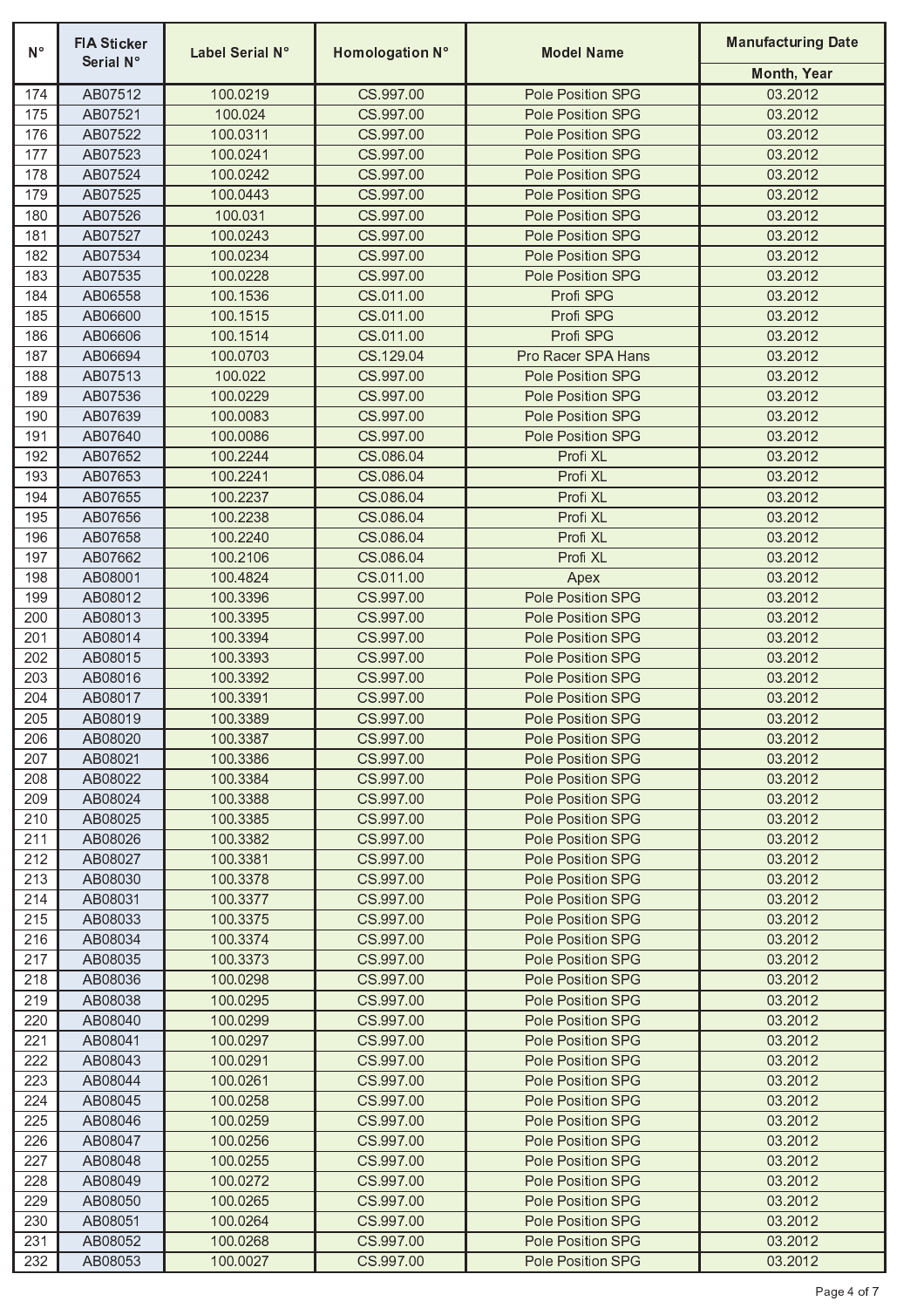| N° | FIA Sticker Serial N° | Label Serial N° | Homologation N° | Model Name | Manufacturing Date |
|---|---|---|---|---|---|
| | | | | | Month, Year |
| 174 | AB07512 | 100.0219 | CS.997.00 | Pole Position SPG | 03.2012 |
| 175 | AB07521 | 100.024 | CS.997.00 | Pole Position SPG | 03.2012 |
| 176 | AB07522 | 100.0311 | CS.997.00 | Pole Position SPG | 03.2012 |
| 177 | AB07523 | 100.0241 | CS.997.00 | Pole Position SPG | 03.2012 |
| 178 | AB07524 | 100.0242 | CS.997.00 | Pole Position SPG | 03.2012 |
| 179 | AB07525 | 100.0443 | CS.997.00 | Pole Position SPG | 03.2012 |
| 180 | AB07526 | 100.031 | CS.997.00 | Pole Position SPG | 03.2012 |
| 181 | AB07527 | 100.0243 | CS.997.00 | Pole Position SPG | 03.2012 |
| 182 | AB07534 | 100.0234 | CS.997.00 | Pole Position SPG | 03.2012 |
| 183 | AB07535 | 100.0228 | CS.997.00 | Pole Position SPG | 03.2012 |
| 184 | AB06558 | 100.1536 | CS.011.00 | Profi SPG | 03.2012 |
| 185 | AB06600 | 100.1515 | CS.011.00 | Profi SPG | 03.2012 |
| 186 | AB06606 | 100.1514 | CS.011.00 | Profi SPG | 03.2012 |
| 187 | AB06694 | 100.0703 | CS.129.04 | Pro Racer SPA Hans | 03.2012 |
| 188 | AB07513 | 100.022 | CS.997.00 | Pole Position SPG | 03.2012 |
| 189 | AB07536 | 100.0229 | CS.997.00 | Pole Position SPG | 03.2012 |
| 190 | AB07639 | 100.0083 | CS.997.00 | Pole Position SPG | 03.2012 |
| 191 | AB07640 | 100.0086 | CS.997.00 | Pole Position SPG | 03.2012 |
| 192 | AB07652 | 100.2244 | CS.086.04 | Profi XL | 03.2012 |
| 193 | AB07653 | 100.2241 | CS.086.04 | Profi XL | 03.2012 |
| 194 | AB07655 | 100.2237 | CS.086.04 | Profi XL | 03.2012 |
| 195 | AB07656 | 100.2238 | CS.086.04 | Profi XL | 03.2012 |
| 196 | AB07658 | 100.2240 | CS.086.04 | Profi XL | 03.2012 |
| 197 | AB07662 | 100.2106 | CS.086.04 | Profi XL | 03.2012 |
| 198 | AB08001 | 100.4824 | CS.011.00 | Apex | 03.2012 |
| 199 | AB08012 | 100.3396 | CS.997.00 | Pole Position SPG | 03.2012 |
| 200 | AB08013 | 100.3395 | CS.997.00 | Pole Position SPG | 03.2012 |
| 201 | AB08014 | 100.3394 | CS.997.00 | Pole Position SPG | 03.2012 |
| 202 | AB08015 | 100.3393 | CS.997.00 | Pole Position SPG | 03.2012 |
| 203 | AB08016 | 100.3392 | CS.997.00 | Pole Position SPG | 03.2012 |
| 204 | AB08017 | 100.3391 | CS.997.00 | Pole Position SPG | 03.2012 |
| 205 | AB08019 | 100.3389 | CS.997.00 | Pole Position SPG | 03.2012 |
| 206 | AB08020 | 100.3387 | CS.997.00 | Pole Position SPG | 03.2012 |
| 207 | AB08021 | 100.3386 | CS.997.00 | Pole Position SPG | 03.2012 |
| 208 | AB08022 | 100.3384 | CS.997.00 | Pole Position SPG | 03.2012 |
| 209 | AB08024 | 100.3388 | CS.997.00 | Pole Position SPG | 03.2012 |
| 210 | AB08025 | 100.3385 | CS.997.00 | Pole Position SPG | 03.2012 |
| 211 | AB08026 | 100.3382 | CS.997.00 | Pole Position SPG | 03.2012 |
| 212 | AB08027 | 100.3381 | CS.997.00 | Pole Position SPG | 03.2012 |
| 213 | AB08030 | 100.3378 | CS.997.00 | Pole Position SPG | 03.2012 |
| 214 | AB08031 | 100.3377 | CS.997.00 | Pole Position SPG | 03.2012 |
| 215 | AB08033 | 100.3375 | CS.997.00 | Pole Position SPG | 03.2012 |
| 216 | AB08034 | 100.3374 | CS.997.00 | Pole Position SPG | 03.2012 |
| 217 | AB08035 | 100.3373 | CS.997.00 | Pole Position SPG | 03.2012 |
| 218 | AB08036 | 100.0298 | CS.997.00 | Pole Position SPG | 03.2012 |
| 219 | AB08038 | 100.0295 | CS.997.00 | Pole Position SPG | 03.2012 |
| 220 | AB08040 | 100.0299 | CS.997.00 | Pole Position SPG | 03.2012 |
| 221 | AB08041 | 100.0297 | CS.997.00 | Pole Position SPG | 03.2012 |
| 222 | AB08043 | 100.0291 | CS.997.00 | Pole Position SPG | 03.2012 |
| 223 | AB08044 | 100.0261 | CS.997.00 | Pole Position SPG | 03.2012 |
| 224 | AB08045 | 100.0258 | CS.997.00 | Pole Position SPG | 03.2012 |
| 225 | AB08046 | 100.0259 | CS.997.00 | Pole Position SPG | 03.2012 |
| 226 | AB08047 | 100.0256 | CS.997.00 | Pole Position SPG | 03.2012 |
| 227 | AB08048 | 100.0255 | CS.997.00 | Pole Position SPG | 03.2012 |
| 228 | AB08049 | 100.0272 | CS.997.00 | Pole Position SPG | 03.2012 |
| 229 | AB08050 | 100.0265 | CS.997.00 | Pole Position SPG | 03.2012 |
| 230 | AB08051 | 100.0264 | CS.997.00 | Pole Position SPG | 03.2012 |
| 231 | AB08052 | 100.0268 | CS.997.00 | Pole Position SPG | 03.2012 |
| 232 | AB08053 | 100.0027 | CS.997.00 | Pole Position SPG | 03.2012 |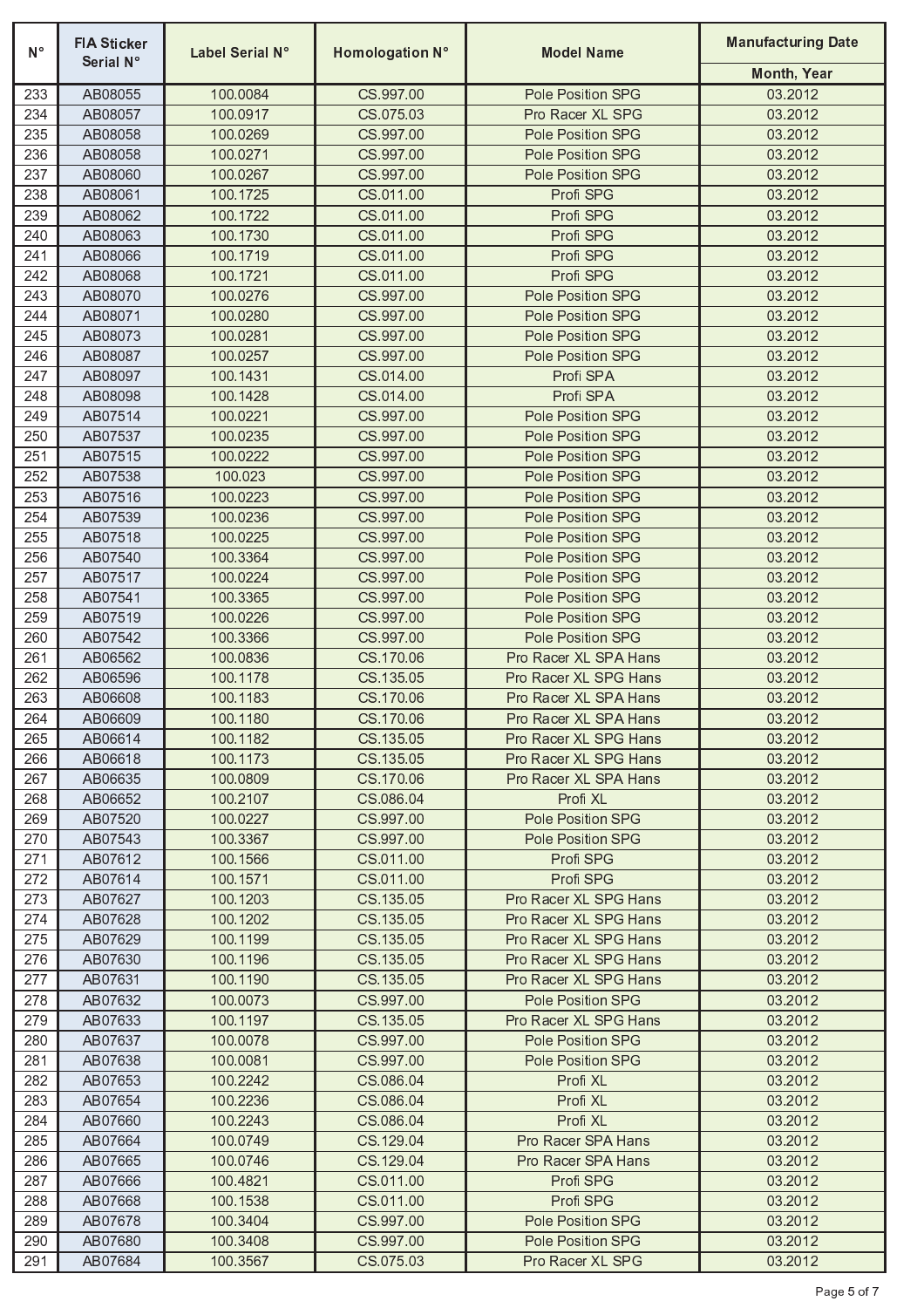| N° | FIA Sticker Serial N° | Label Serial N° | Homologation N° | Model Name | Manufacturing Date |
|---|---|---|---|---|---|
| | | | | | Month, Year |
| 233 | AB08055 | 100.0084 | CS.997.00 | Pole Position SPG | 03.2012 |
| 234 | AB08057 | 100.0917 | CS.075.03 | Pro Racer XL SPG | 03.2012 |
| 235 | AB08058 | 100.0269 | CS.997.00 | Pole Position SPG | 03.2012 |
| 236 | AB08058 | 100.0271 | CS.997.00 | Pole Position SPG | 03.2012 |
| 237 | AB08060 | 100.0267 | CS.997.00 | Pole Position SPG | 03.2012 |
| 238 | AB08061 | 100.1725 | CS.011.00 | Profi SPG | 03.2012 |
| 239 | AB08062 | 100.1722 | CS.011.00 | Profi SPG | 03.2012 |
| 240 | AB08063 | 100.1730 | CS.011.00 | Profi SPG | 03.2012 |
| 241 | AB08066 | 100.1719 | CS.011.00 | Profi SPG | 03.2012 |
| 242 | AB08068 | 100.1721 | CS.011.00 | Profi SPG | 03.2012 |
| 243 | AB08070 | 100.0276 | CS.997.00 | Pole Position SPG | 03.2012 |
| 244 | AB08071 | 100.0280 | CS.997.00 | Pole Position SPG | 03.2012 |
| 245 | AB08073 | 100.0281 | CS.997.00 | Pole Position SPG | 03.2012 |
| 246 | AB08087 | 100.0257 | CS.997.00 | Pole Position SPG | 03.2012 |
| 247 | AB08097 | 100.1431 | CS.014.00 | Profi SPA | 03.2012 |
| 248 | AB08098 | 100.1428 | CS.014.00 | Profi SPA | 03.2012 |
| 249 | AB07514 | 100.0221 | CS.997.00 | Pole Position SPG | 03.2012 |
| 250 | AB07537 | 100.0235 | CS.997.00 | Pole Position SPG | 03.2012 |
| 251 | AB07515 | 100.0222 | CS.997.00 | Pole Position SPG | 03.2012 |
| 252 | AB07538 | 100.023 | CS.997.00 | Pole Position SPG | 03.2012 |
| 253 | AB07516 | 100.0223 | CS.997.00 | Pole Position SPG | 03.2012 |
| 254 | AB07539 | 100.0236 | CS.997.00 | Pole Position SPG | 03.2012 |
| 255 | AB07518 | 100.0225 | CS.997.00 | Pole Position SPG | 03.2012 |
| 256 | AB07540 | 100.3364 | CS.997.00 | Pole Position SPG | 03.2012 |
| 257 | AB07517 | 100.0224 | CS.997.00 | Pole Position SPG | 03.2012 |
| 258 | AB07541 | 100.3365 | CS.997.00 | Pole Position SPG | 03.2012 |
| 259 | AB07519 | 100.0226 | CS.997.00 | Pole Position SPG | 03.2012 |
| 260 | AB07542 | 100.3366 | CS.997.00 | Pole Position SPG | 03.2012 |
| 261 | AB06562 | 100.0836 | CS.170.06 | Pro Racer XL SPA Hans | 03.2012 |
| 262 | AB06596 | 100.1178 | CS.135.05 | Pro Racer XL SPG Hans | 03.2012 |
| 263 | AB06608 | 100.1183 | CS.170.06 | Pro Racer XL SPA Hans | 03.2012 |
| 264 | AB06609 | 100.1180 | CS.170.06 | Pro Racer XL SPA Hans | 03.2012 |
| 265 | AB06614 | 100.1182 | CS.135.05 | Pro Racer XL SPG Hans | 03.2012 |
| 266 | AB06618 | 100.1173 | CS.135.05 | Pro Racer XL SPG Hans | 03.2012 |
| 267 | AB06635 | 100.0809 | CS.170.06 | Pro Racer XL SPA Hans | 03.2012 |
| 268 | AB06652 | 100.2107 | CS.086.04 | Profi XL | 03.2012 |
| 269 | AB07520 | 100.0227 | CS.997.00 | Pole Position SPG | 03.2012 |
| 270 | AB07543 | 100.3367 | CS.997.00 | Pole Position SPG | 03.2012 |
| 271 | AB07612 | 100.1566 | CS.011.00 | Profi SPG | 03.2012 |
| 272 | AB07614 | 100.1571 | CS.011.00 | Profi SPG | 03.2012 |
| 273 | AB07627 | 100.1203 | CS.135.05 | Pro Racer XL SPG Hans | 03.2012 |
| 274 | AB07628 | 100.1202 | CS.135.05 | Pro Racer XL SPG Hans | 03.2012 |
| 275 | AB07629 | 100.1199 | CS.135.05 | Pro Racer XL SPG Hans | 03.2012 |
| 276 | AB07630 | 100.1196 | CS.135.05 | Pro Racer XL SPG Hans | 03.2012 |
| 277 | AB07631 | 100.1190 | CS.135.05 | Pro Racer XL SPG Hans | 03.2012 |
| 278 | AB07632 | 100.0073 | CS.997.00 | Pole Position SPG | 03.2012 |
| 279 | AB07633 | 100.1197 | CS.135.05 | Pro Racer XL SPG Hans | 03.2012 |
| 280 | AB07637 | 100.0078 | CS.997.00 | Pole Position SPG | 03.2012 |
| 281 | AB07638 | 100.0081 | CS.997.00 | Pole Position SPG | 03.2012 |
| 282 | AB07653 | 100.2242 | CS.086.04 | Profi XL | 03.2012 |
| 283 | AB07654 | 100.2236 | CS.086.04 | Profi XL | 03.2012 |
| 284 | AB07660 | 100.2243 | CS.086.04 | Profi XL | 03.2012 |
| 285 | AB07664 | 100.0749 | CS.129.04 | Pro Racer SPA Hans | 03.2012 |
| 286 | AB07665 | 100.0746 | CS.129.04 | Pro Racer SPA Hans | 03.2012 |
| 287 | AB07666 | 100.4821 | CS.011.00 | Profi SPG | 03.2012 |
| 288 | AB07668 | 100.1538 | CS.011.00 | Profi SPG | 03.2012 |
| 289 | AB07678 | 100.3404 | CS.997.00 | Pole Position SPG | 03.2012 |
| 290 | AB07680 | 100.3408 | CS.997.00 | Pole Position SPG | 03.2012 |
| 291 | AB07684 | 100.3567 | CS.075.03 | Pro Racer XL SPG | 03.2012 |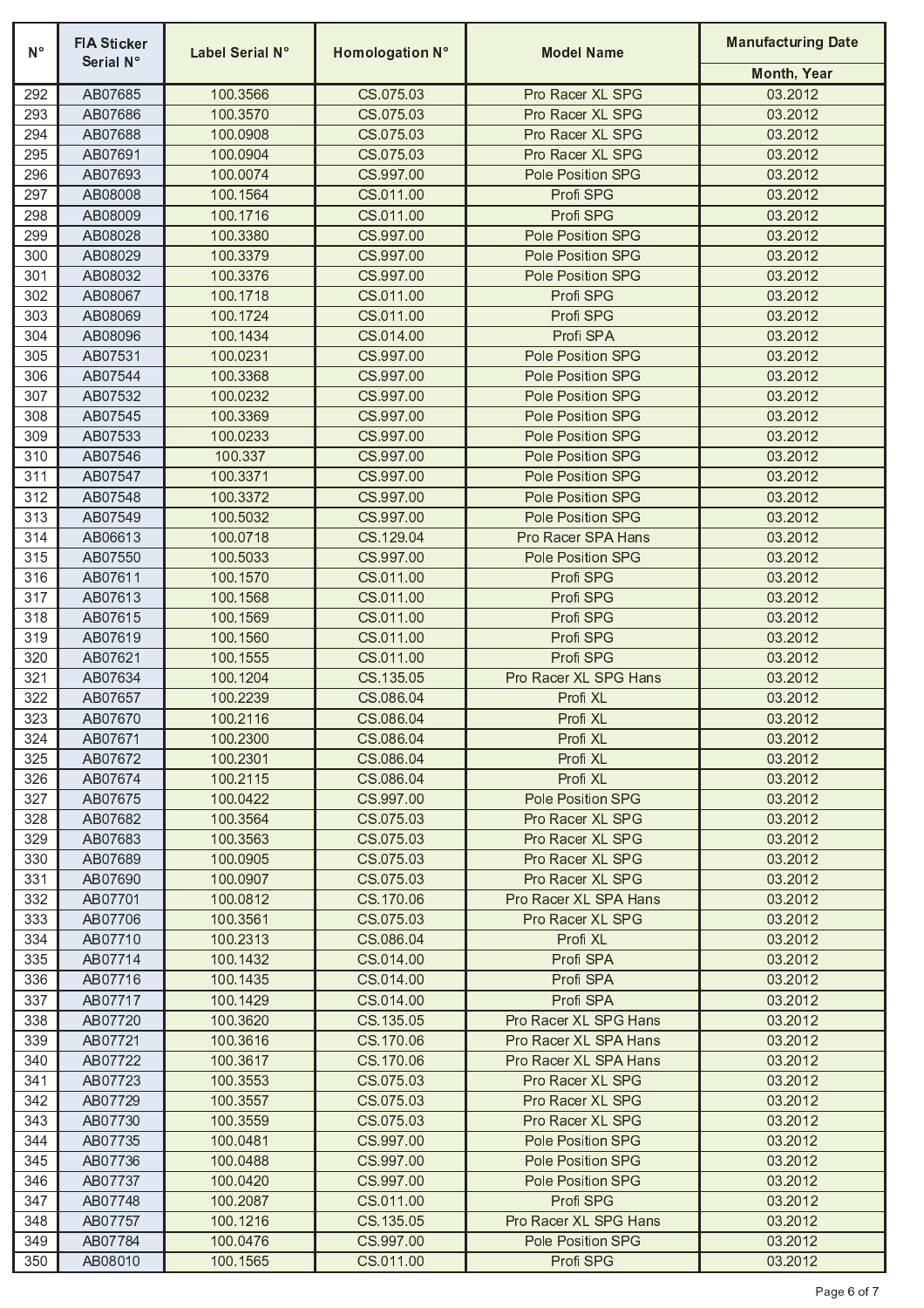| N° | FIA Sticker Serial N° | Label Serial N° | Homologation N° | Model Name | Manufacturing Date |
|---|---|---|---|---|---|
| | | | | | Month, Year |
| 292 | AB07685 | 100.3566 | CS.075.03 | Pro Racer XL SPG | 03.2012 |
| 293 | AB07686 | 100.3570 | CS.075.03 | Pro Racer XL SPG | 03.2012 |
| 294 | AB07688 | 100.0908 | CS.075.03 | Pro Racer XL SPG | 03.2012 |
| 295 | AB07691 | 100.0904 | CS.075.03 | Pro Racer XL SPG | 03.2012 |
| 296 | AB07693 | 100.0074 | CS.997.00 | Pole Position SPG | 03.2012 |
| 297 | AB08008 | 100.1564 | CS.011.00 | Profi SPG | 03.2012 |
| 298 | AB08009 | 100.1716 | CS.011.00 | Profi SPG | 03.2012 |
| 299 | AB08028 | 100.3380 | CS.997.00 | Pole Position SPG | 03.2012 |
| 300 | AB08029 | 100.3379 | CS.997.00 | Pole Position SPG | 03.2012 |
| 301 | AB08032 | 100.3376 | CS.997.00 | Pole Position SPG | 03.2012 |
| 302 | AB08067 | 100.1718 | CS.011.00 | Profi SPG | 03.2012 |
| 303 | AB08069 | 100.1724 | CS.011.00 | Profi SPG | 03.2012 |
| 304 | AB08096 | 100.1434 | CS.014.00 | Profi SPA | 03.2012 |
| 305 | AB07531 | 100.0231 | CS.997.00 | Pole Position SPG | 03.2012 |
| 306 | AB07544 | 100.3368 | CS.997.00 | Pole Position SPG | 03.2012 |
| 307 | AB07532 | 100.0232 | CS.997.00 | Pole Position SPG | 03.2012 |
| 308 | AB07545 | 100.3369 | CS.997.00 | Pole Position SPG | 03.2012 |
| 309 | AB07533 | 100.0233 | CS.997.00 | Pole Position SPG | 03.2012 |
| 310 | AB07546 | 100.337 | CS.997.00 | Pole Position SPG | 03.2012 |
| 311 | AB07547 | 100.3371 | CS.997.00 | Pole Position SPG | 03.2012 |
| 312 | AB07548 | 100.3372 | CS.997.00 | Pole Position SPG | 03.2012 |
| 313 | AB07549 | 100.5032 | CS.997.00 | Pole Position SPG | 03.2012 |
| 314 | AB06613 | 100.0718 | CS.129.04 | Pro Racer SPA Hans | 03.2012 |
| 315 | AB07550 | 100.5033 | CS.997.00 | Pole Position SPG | 03.2012 |
| 316 | AB07611 | 100.1570 | CS.011.00 | Profi SPG | 03.2012 |
| 317 | AB07613 | 100.1568 | CS.011.00 | Profi SPG | 03.2012 |
| 318 | AB07615 | 100.1569 | CS.011.00 | Profi SPG | 03.2012 |
| 319 | AB07619 | 100.1560 | CS.011.00 | Profi SPG | 03.2012 |
| 320 | AB07621 | 100.1555 | CS.011.00 | Profi SPG | 03.2012 |
| 321 | AB07634 | 100.1204 | CS.135.05 | Pro Racer XL SPG Hans | 03.2012 |
| 322 | AB07657 | 100.2239 | CS.086.04 | Profi XL | 03.2012 |
| 323 | AB07670 | 100.2116 | CS.086.04 | Profi XL | 03.2012 |
| 324 | AB07671 | 100.2300 | CS.086.04 | Profi XL | 03.2012 |
| 325 | AB07672 | 100.2301 | CS.086.04 | Profi XL | 03.2012 |
| 326 | AB07674 | 100.2115 | CS.086.04 | Profi XL | 03.2012 |
| 327 | AB07675 | 100.0422 | CS.997.00 | Pole Position SPG | 03.2012 |
| 328 | AB07682 | 100.3564 | CS.075.03 | Pro Racer XL SPG | 03.2012 |
| 329 | AB07683 | 100.3563 | CS.075.03 | Pro Racer XL SPG | 03.2012 |
| 330 | AB07689 | 100.0905 | CS.075.03 | Pro Racer XL SPG | 03.2012 |
| 331 | AB07690 | 100.0907 | CS.075.03 | Pro Racer XL SPG | 03.2012 |
| 332 | AB07701 | 100.0812 | CS.170.06 | Pro Racer XL SPA Hans | 03.2012 |
| 333 | AB07706 | 100.3561 | CS.075.03 | Pro Racer XL SPG | 03.2012 |
| 334 | AB07710 | 100.2313 | CS.086.04 | Profi XL | 03.2012 |
| 335 | AB07714 | 100.1432 | CS.014.00 | Profi SPA | 03.2012 |
| 336 | AB07716 | 100.1435 | CS.014.00 | Profi SPA | 03.2012 |
| 337 | AB07717 | 100.1429 | CS.014.00 | Profi SPA | 03.2012 |
| 338 | AB07720 | 100.3620 | CS.135.05 | Pro Racer XL SPG Hans | 03.2012 |
| 339 | AB07721 | 100.3616 | CS.170.06 | Pro Racer XL SPA Hans | 03.2012 |
| 340 | AB07722 | 100.3617 | CS.170.06 | Pro Racer XL SPA Hans | 03.2012 |
| 341 | AB07723 | 100.3553 | CS.075.03 | Pro Racer XL SPG | 03.2012 |
| 342 | AB07729 | 100.3557 | CS.075.03 | Pro Racer XL SPG | 03.2012 |
| 343 | AB07730 | 100.3559 | CS.075.03 | Pro Racer XL SPG | 03.2012 |
| 344 | AB07735 | 100.0481 | CS.997.00 | Pole Position SPG | 03.2012 |
| 345 | AB07736 | 100.0488 | CS.997.00 | Pole Position SPG | 03.2012 |
| 346 | AB07737 | 100.0420 | CS.997.00 | Pole Position SPG | 03.2012 |
| 347 | AB07748 | 100.2087 | CS.011.00 | Profi SPG | 03.2012 |
| 348 | AB07757 | 100.1216 | CS.135.05 | Pro Racer XL SPG Hans | 03.2012 |
| 349 | AB07784 | 100.0476 | CS.997.00 | Pole Position SPG | 03.2012 |
| 350 | AB08010 | 100.1565 | CS.011.00 | Profi SPG | 03.2012 |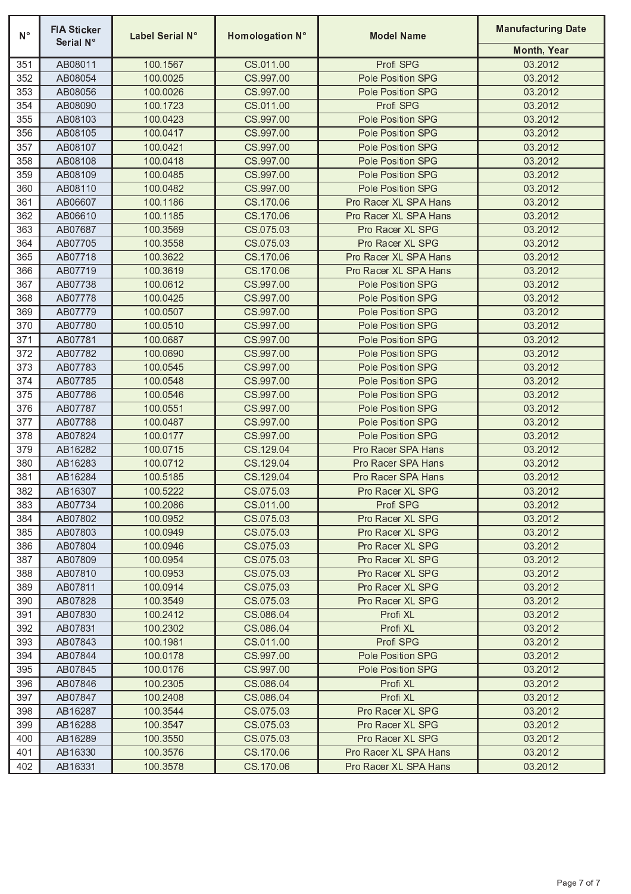| N° | FIA Sticker Serial N° | Label Serial N° | Homologation N° | Model Name | Manufacturing Date |
|---|---|---|---|---|---|
| | | | | | Month, Year |
| 351 | AB08011 | 100.1567 | CS.011.00 | Profi SPG | 03.2012 |
| 352 | AB08054 | 100.0025 | CS.997.00 | Pole Position SPG | 03.2012 |
| 353 | AB08056 | 100.0026 | CS.997.00 | Pole Position SPG | 03.2012 |
| 354 | AB08090 | 100.1723 | CS.011.00 | Profi SPG | 03.2012 |
| 355 | AB08103 | 100.0423 | CS.997.00 | Pole Position SPG | 03.2012 |
| 356 | AB08105 | 100.0417 | CS.997.00 | Pole Position SPG | 03.2012 |
| 357 | AB08107 | 100.0421 | CS.997.00 | Pole Position SPG | 03.2012 |
| 358 | AB08108 | 100.0418 | CS.997.00 | Pole Position SPG | 03.2012 |
| 359 | AB08109 | 100.0485 | CS.997.00 | Pole Position SPG | 03.2012 |
| 360 | AB08110 | 100.0482 | CS.997.00 | Pole Position SPG | 03.2012 |
| 361 | AB06607 | 100.1186 | CS.170.06 | Pro Racer XL SPA Hans | 03.2012 |
| 362 | AB06610 | 100.1185 | CS.170.06 | Pro Racer XL SPA Hans | 03.2012 |
| 363 | AB07687 | 100.3569 | CS.075.03 | Pro Racer XL SPG | 03.2012 |
| 364 | AB07705 | 100.3558 | CS.075.03 | Pro Racer XL SPG | 03.2012 |
| 365 | AB07718 | 100.3622 | CS.170.06 | Pro Racer XL SPA Hans | 03.2012 |
| 366 | AB07719 | 100.3619 | CS.170.06 | Pro Racer XL SPA Hans | 03.2012 |
| 367 | AB07738 | 100.0612 | CS.997.00 | Pole Position SPG | 03.2012 |
| 368 | AB07778 | 100.0425 | CS.997.00 | Pole Position SPG | 03.2012 |
| 369 | AB07779 | 100.0507 | CS.997.00 | Pole Position SPG | 03.2012 |
| 370 | AB07780 | 100.0510 | CS.997.00 | Pole Position SPG | 03.2012 |
| 371 | AB07781 | 100.0687 | CS.997.00 | Pole Position SPG | 03.2012 |
| 372 | AB07782 | 100.0690 | CS.997.00 | Pole Position SPG | 03.2012 |
| 373 | AB07783 | 100.0545 | CS.997.00 | Pole Position SPG | 03.2012 |
| 374 | AB07785 | 100.0548 | CS.997.00 | Pole Position SPG | 03.2012 |
| 375 | AB07786 | 100.0546 | CS.997.00 | Pole Position SPG | 03.2012 |
| 376 | AB07787 | 100.0551 | CS.997.00 | Pole Position SPG | 03.2012 |
| 377 | AB07788 | 100.0487 | CS.997.00 | Pole Position SPG | 03.2012 |
| 378 | AB07824 | 100.0177 | CS.997.00 | Pole Position SPG | 03.2012 |
| 379 | AB16282 | 100.0715 | CS.129.04 | Pro Racer SPA Hans | 03.2012 |
| 380 | AB16283 | 100.0712 | CS.129.04 | Pro Racer SPA Hans | 03.2012 |
| 381 | AB16284 | 100.5185 | CS.129.04 | Pro Racer SPA Hans | 03.2012 |
| 382 | AB16307 | 100.5222 | CS.075.03 | Pro Racer XL SPG | 03.2012 |
| 383 | AB07734 | 100.2086 | CS.011.00 | Profi SPG | 03.2012 |
| 384 | AB07802 | 100.0952 | CS.075.03 | Pro Racer XL SPG | 03.2012 |
| 385 | AB07803 | 100.0949 | CS.075.03 | Pro Racer XL SPG | 03.2012 |
| 386 | AB07804 | 100.0946 | CS.075.03 | Pro Racer XL SPG | 03.2012 |
| 387 | AB07809 | 100.0954 | CS.075.03 | Pro Racer XL SPG | 03.2012 |
| 388 | AB07810 | 100.0953 | CS.075.03 | Pro Racer XL SPG | 03.2012 |
| 389 | AB07811 | 100.0914 | CS.075.03 | Pro Racer XL SPG | 03.2012 |
| 390 | AB07828 | 100.3549 | CS.075.03 | Pro Racer XL SPG | 03.2012 |
| 391 | AB07830 | 100.2412 | CS.086.04 | Profi XL | 03.2012 |
| 392 | AB07831 | 100.2302 | CS.086.04 | Profi XL | 03.2012 |
| 393 | AB07843 | 100.1981 | CS.011.00 | Profi SPG | 03.2012 |
| 394 | AB07844 | 100.0178 | CS.997.00 | Pole Position SPG | 03.2012 |
| 395 | AB07845 | 100.0176 | CS.997.00 | Pole Position SPG | 03.2012 |
| 396 | AB07846 | 100.2305 | CS.086.04 | Profi XL | 03.2012 |
| 397 | AB07847 | 100.2408 | CS.086.04 | Profi XL | 03.2012 |
| 398 | AB16287 | 100.3544 | CS.075.03 | Pro Racer XL SPG | 03.2012 |
| 399 | AB16288 | 100.3547 | CS.075.03 | Pro Racer XL SPG | 03.2012 |
| 400 | AB16289 | 100.3550 | CS.075.03 | Pro Racer XL SPG | 03.2012 |
| 401 | AB16330 | 100.3576 | CS.170.06 | Pro Racer XL SPA Hans | 03.2012 |
| 402 | AB16331 | 100.3578 | CS.170.06 | Pro Racer XL SPA Hans | 03.2012 |